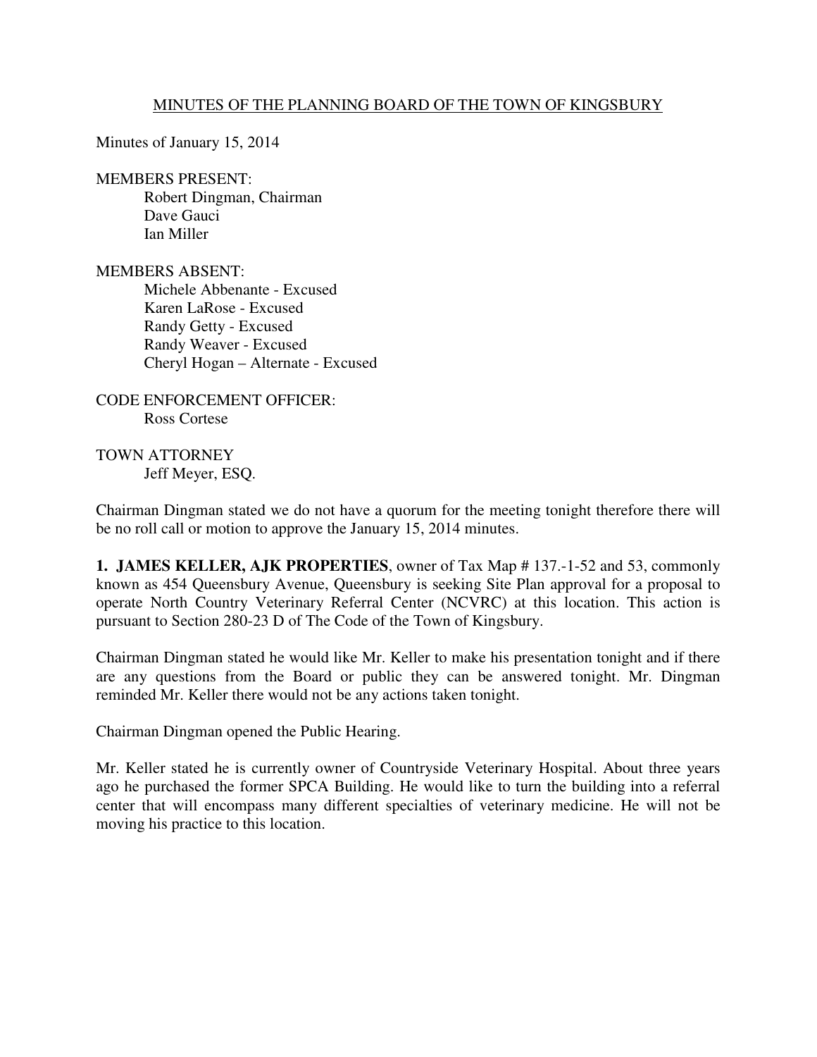# MINUTES OF THE PLANNING BOARD OF THE TOWN OF KINGSBURY

Minutes of January 15, 2014

MEMBERS PRESENT:
- Robert Dingman, Chairman
- Dave Gauci
- Ian Miller

MEMBERS ABSENT:
- Michele Abbenante - Excused
- Karen LaRose - Excused
- Randy Getty - Excused
- Randy Weaver - Excused
- Cheryl Hogan – Alternate - Excused

CODE ENFORCEMENT OFFICER:
- Ross Cortese

TOWN ATTORNEY
- Jeff Meyer, ESQ.

Chairman Dingman stated we do not have a quorum for the meeting tonight therefore there will be no roll call or motion to approve the January 15, 2014 minutes.

**1. JAMES KELLER, AJK PROPERTIES**, owner of Tax Map # 137.-1-52 and 53, commonly known as 454 Queensbury Avenue, Queensbury is seeking Site Plan approval for a proposal to operate North Country Veterinary Referral Center (NCVRC) at this location. This action is pursuant to Section 280-23 D of The Code of the Town of Kingsbury.

Chairman Dingman stated he would like Mr. Keller to make his presentation tonight and if there are any questions from the Board or public they can be answered tonight. Mr. Dingman reminded Mr. Keller there would not be any actions taken tonight.

Chairman Dingman opened the Public Hearing.

Mr. Keller stated he is currently owner of Countryside Veterinary Hospital. About three years ago he purchased the former SPCA Building. He would like to turn the building into a referral center that will encompass many different specialties of veterinary medicine. He will not be moving his practice to this location.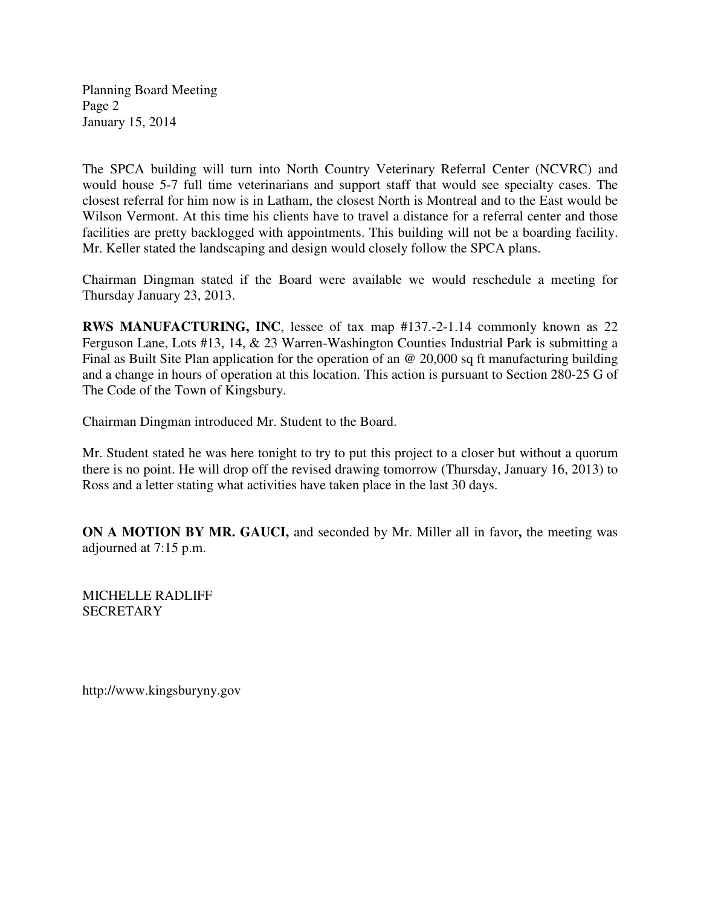The SPCA building will turn into North Country Veterinary Referral Center (NCVRC) and would house 5-7 full time veterinarians and support staff that would see specialty cases. The closest referral for him now is in Latham, the closest North is Montreal and to the East would be Wilson Vermont. At this time his clients have to travel a distance for a referral center and those facilities are pretty backlogged with appointments. This building will not be a boarding facility. Mr. Keller stated the landscaping and design would closely follow the SPCA plans.

Chairman Dingman stated if the Board were available we would reschedule a meeting for Thursday January 23, 2013.

**RWS MANUFACTURING, INC**, lessee of tax map #137.-2-1.14 commonly known as 22 Ferguson Lane, Lots #13, 14, & 23 Warren-Washington Counties Industrial Park is submitting a Final as Built Site Plan application for the operation of an @ 20,000 sq ft manufacturing building and a change in hours of operation at this location. This action is pursuant to Section 280-25 G of The Code of the Town of Kingsbury.

Chairman Dingman introduced Mr. Student to the Board.

Mr. Student stated he was here tonight to try to put this project to a closer but without a quorum there is no point. He will drop off the revised drawing tomorrow (Thursday, January 16, 2013) to Ross and a letter stating what activities have taken place in the last 30 days.

**ON A MOTION BY MR. GAUCI,** and seconded by Mr. Miller all in favor**,** the meeting was adjourned at 7:15 p.m.

MICHELLE RADLIFF
SECRETARY

http://www.kingsburyny.gov